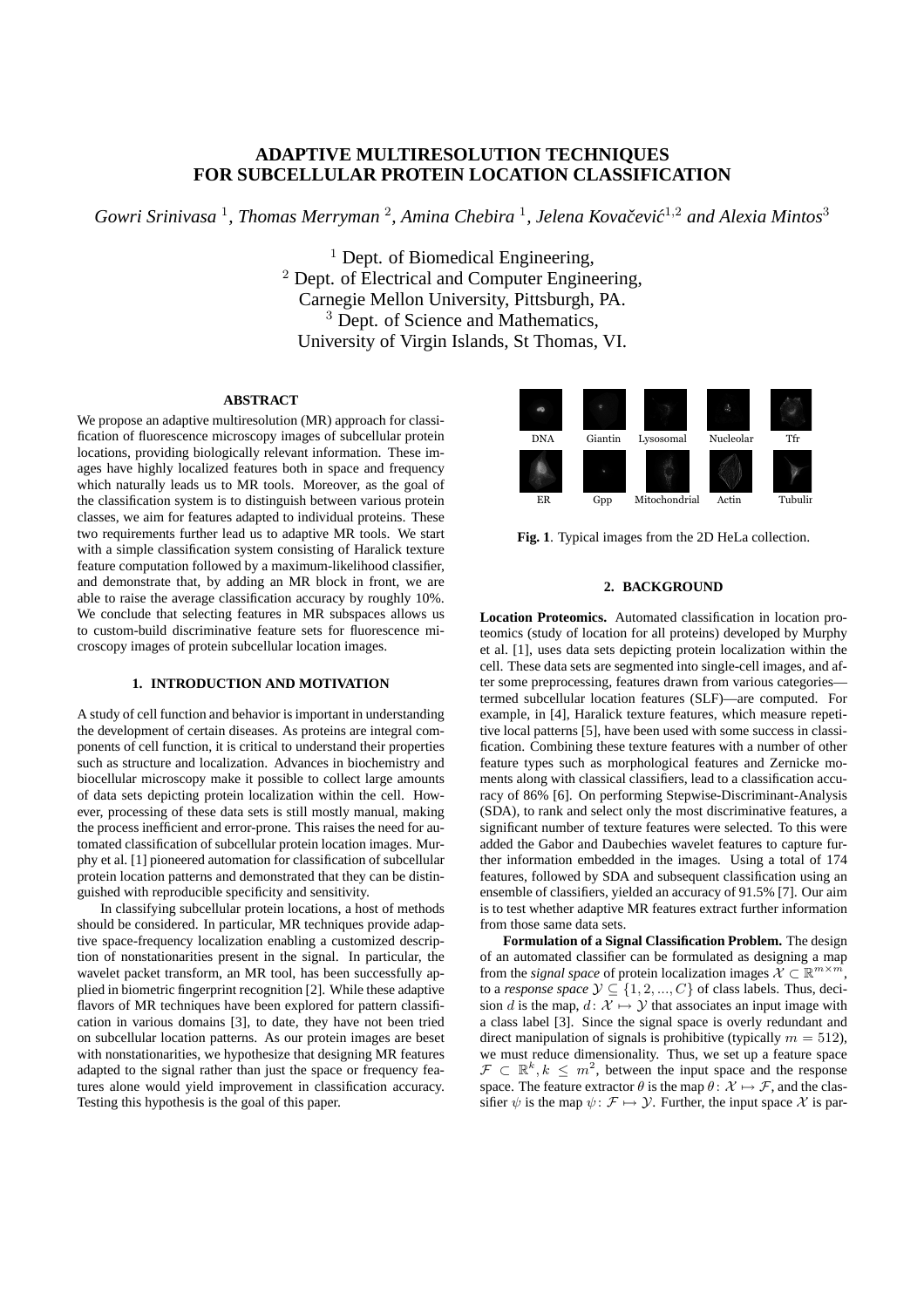# ADAPTIVE MULTIRESOLUTION TECHNIQUES FOR SUBCELLULAR PROTEIN LOCATION CLASSIFICATION

*Gowri Srinivasa* [1], *Thomas Merryman* [2], *Amina Chebira* [1], *Jelena Kovačević* [1,2] *and Alexia Mintos* [3]

[1] Dept. of Biomedical Engineering,
[2] Dept. of Electrical and Computer Engineering,
Carnegie Mellon University, Pittsburgh, PA.
[3] Dept. of Science and Mathematics,
University of Virgin Islands, St Thomas, VI.

### ABSTRACT

We propose an adaptive multiresolution (MR) approach for classification of fluorescence microscopy images of subcellular protein locations, providing biologically relevant information. These images have highly localized features both in space and frequency which naturally leads us to MR tools. Moreover, as the goal of the classification system is to distinguish between various protein classes, we aim for features adapted to individual proteins. These two requirements further lead us to adaptive MR tools. We start with a simple classification system consisting of Haralick texture feature computation followed by a maximum-likelihood classifier, and demonstrate that, by adding an MR block in front, we are able to raise the average classification accuracy by roughly 10%. We conclude that selecting features in MR subspaces allows us to custom-build discriminative feature sets for fluorescence microscopy images of protein subcellular location images.

## 1. INTRODUCTION AND MOTIVATION

A study of cell function and behavior is important in understanding the development of certain diseases. As proteins are integral components of cell function, it is critical to understand their properties such as structure and localization. Advances in biochemistry and biocellular microscopy make it possible to collect large amounts of data sets depicting protein localization within the cell. However, processing of these data sets is still mostly manual, making the process inefficient and error-prone. This raises the need for automated classification of subcellular protein location images. Murphy et al. [1] pioneered automation for classification of subcellular protein location patterns and demonstrated that they can be distinguished with reproducible specificity and sensitivity.

In classifying subcellular protein locations, a host of methods should be considered. In particular, MR techniques provide adaptive space-frequency localization enabling a customized description of nonstationarities present in the signal. In particular, the wavelet packet transform, an MR tool, has been successfully applied in biometric fingerprint recognition [2]. While these adaptive flavors of MR techniques have been explored for pattern classification in various domains [3], to date, they have not been tried on subcellular location patterns. As our protein images are beset with nonstationarities, we hypothesize that designing MR features adapted to the signal rather than just the space or frequency features alone would yield improvement in classification accuracy. Testing this hypothesis is the goal of this paper.

| DNA | Giantin | Lysosomal | Nucleolar | Tfr |
|---|---|---|---|---|
| ER | Gpp | Mitochondrial | Actin | Tubulin |

**Fig. 1**. Typical images from the 2D HeLa collection.

## 2. BACKGROUND

**Location Proteomics.** Automated classification in location proteomics (study of location for all proteins) developed by Murphy et al. [1], uses data sets depicting protein localization within the cell. These data sets are segmented into single-cell images, and after some preprocessing, features drawn from various categories—termed subcellular location features (SLF)—are computed. For example, in [4], Haralick texture features, which measure repetitive local patterns [5], have been used with some success in classification. Combining these texture features with a number of other feature types such as morphological features and Zernicke moments along with classical classifiers, lead to a classification accuracy of 86% [6]. On performing Stepwise-Discriminant-Analysis (SDA), to rank and select only the most discriminative features, a significant number of texture features were selected. To this were added the Gabor and Daubechies wavelet features to capture further information embedded in the images. Using a total of 174 features, followed by SDA and subsequent classification using an ensemble of classifiers, yielded an accuracy of 91.5% [7]. Our aim is to test whether adaptive MR features extract further information from those same data sets.

**Formulation of a Signal Classification Problem.** The design of an automated classifier can be formulated as designing a map from the *signal space* of protein localization images $\mathcal{X} \subset \mathbb{R}^{m \times m}$, to a *response space* $\mathcal{Y} \subseteq \{1, 2, ..., C\}$ of class labels. Thus, decision $d$ is the map, $d\colon \mathcal{X} \mapsto \mathcal{Y}$ that associates an input image with a class label [3]. Since the signal space is overly redundant and direct manipulation of signals is prohibitive (typically $m = 512$), we must reduce dimensionality. Thus, we set up a feature space $\mathcal{F} \subset \mathbb{R}^k, k \leq m^2$, between the input space and the response space. The feature extractor $\theta$ is the map $\theta\colon \mathcal{X} \mapsto \mathcal{F}$, and the classifier $\psi$ is the map $\psi\colon \mathcal{F} \mapsto \mathcal{Y}$. Further, the input space $\mathcal{X}$ is par-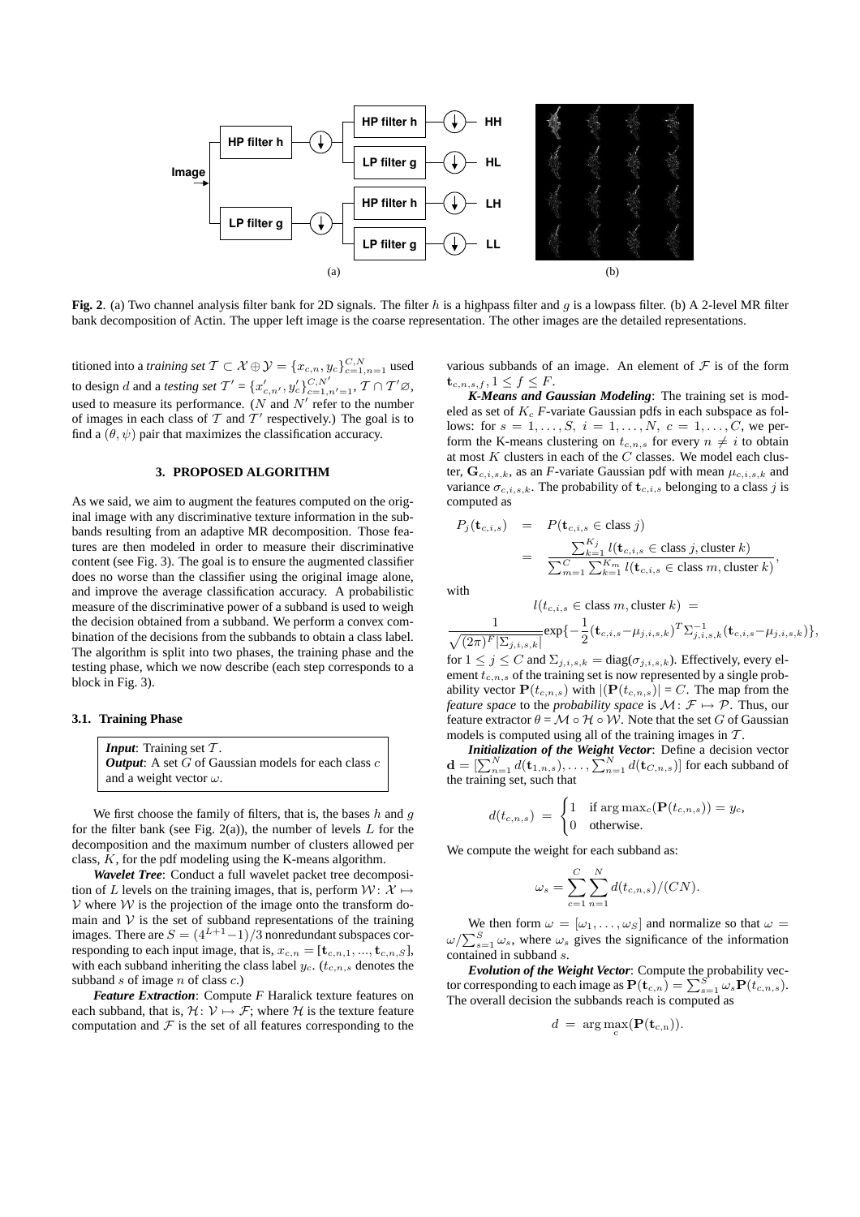**Fig. 2**. (a) Two channel analysis filter bank for 2D signals. The filter $h$ is a highpass filter and $g$ is a lowpass filter. (b) A 2-level MR filter bank decomposition of Actin. The upper left image is the coarse representation. The other images are the detailed representations.

titioned into a *training set* $\mathcal{T} \subset \mathcal{X} \oplus \mathcal{Y} = \{x_{c,n}, y_c\}_{c=1,n=1}^{C,N}$ used to design $d$ and a *testing set* $\mathcal{T}' = \{x'_{c,n'}, y'_c\}_{c=1,n'=1}^{C,N'}$, $\mathcal{T} \cap \mathcal{T}' \varnothing$, used to measure its performance. ($N$ and $N'$ refer to the number of images in each class of $\mathcal{T}$ and $\mathcal{T}'$ respectively.) The goal is to find a $(\theta, \psi)$ pair that maximizes the classification accuracy.

## 3. PROPOSED ALGORITHM

As we said, we aim to augment the features computed on the original image with any discriminative texture information in the subbands resulting from an adaptive MR decomposition. Those features are then modeled in order to measure their discriminative content (see Fig. 3). The goal is to ensure the augmented classifier does no worse than the classifier using the original image alone, and improve the average classification accuracy. A probabilistic measure of the discriminative power of a subband is used to weigh the decision obtained from a subband. We perform a convex combination of the decisions from the subbands to obtain a class label. The algorithm is split into two phases, the training phase and the testing phase, which we now describe (each step corresponds to a block in Fig. 3).

### 3.1. Training Phase

***Input***: Training set $\mathcal{T}$.
***Output***: A set $G$ of Gaussian models for each class $c$ and a weight vector $\omega$.

We first choose the family of filters, that is, the bases $h$ and $g$ for the filter bank (see Fig. 2(a)), the number of levels $L$ for the decomposition and the maximum number of clusters allowed per class, $K$, for the pdf modeling using the K-means algorithm.

***Wavelet Tree***: Conduct a full wavelet packet tree decomposition of $L$ levels on the training images, that is, perform $\mathcal{W}\colon \mathcal{X} \mapsto \mathcal{V}$ where $\mathcal{W}$ is the projection of the image onto the transform domain and $\mathcal{V}$ is the set of subband representations of the training images. There are $S = (4^{L+1}-1)/3$ nonredundant subspaces corresponding to each input image, that is, $x_{c,n} = [\mathbf{t}_{c,n,1}, ..., \mathbf{t}_{c,n,S}]$, with each subband inheriting the class label $y_c$. ($t_{c,n,s}$ denotes the subband $s$ of image $n$ of class $c$.)

***Feature Extraction***: Compute $F$ Haralick texture features on each subband, that is, $\mathcal{H}\colon \mathcal{V} \mapsto \mathcal{F}$; where $\mathcal{H}$ is the texture feature computation and $\mathcal{F}$ is the set of all features corresponding to the various subbands of an image. An element of $\mathcal{F}$ is of the form $\mathbf{t}_{c,n,s,f}, 1 \leq f \leq F$.

***K-Means and Gaussian Modeling***: The training set is modeled as set of $K_c$ $F$-variate Gaussian pdfs in each subspace as follows: for $s = 1, \ldots, S,\ i = 1, \ldots, N,\ c = 1, \ldots, C$, we perform the K-means clustering on $t_{c,n,s}$ for every $n \neq i$ to obtain at most $K$ clusters in each of the $C$ classes. We model each cluster, $\mathbf{G}_{c,i,s,k}$, as an $F$-variate Gaussian pdf with mean $\mu_{c,i,s,k}$ and variance $\sigma_{c,i,s,k}$. The probability of $\mathbf{t}_{c,i,s}$ belonging to a class $j$ is computed as

$$
\begin{aligned}
P_j(\mathbf{t}_{c,i,s}) &= P(\mathbf{t}_{c,i,s} \in \text{class } j) \\
&= \frac{\sum_{k=1}^{K_j} l(\mathbf{t}_{c,i,s} \in \text{class } j, \text{cluster } k)}{\sum_{m=1}^{C} \sum_{k=1}^{K_m} l(\mathbf{t}_{c,i,s} \in \text{class } m, \text{cluster } k)},
\end{aligned}
$$

with

$$
l(t_{c,i,s} \in \text{class } m, \text{cluster } k) =
$$

$$
\frac{1}{\sqrt{(2\pi)^F |\Sigma_{j,i,s,k}|}} \exp\{-\frac{1}{2}(\mathbf{t}_{c,i,s} - \mu_{j,i,s,k})^T \Sigma_{j,i,s,k}^{-1} (\mathbf{t}_{c,i,s} - \mu_{j,i,s,k})\},
$$

for $1 \leq j \leq C$ and $\Sigma_{j,i,s,k} = \text{diag}(\sigma_{j,i,s,k})$. Effectively, every element $t_{c,n,s}$ of the training set is now represented by a single probability vector $\mathbf{P}(t_{c,n,s})$ with $|(\mathbf{P}(t_{c,n,s})| = C$. The map from the *feature space* to the *probability space* is $\mathcal{M}\colon \mathcal{F} \mapsto \mathcal{P}$. Thus, our feature extractor $\theta = \mathcal{M} \circ \mathcal{H} \circ \mathcal{W}$. Note that the set $G$ of Gaussian models is computed using all of the training images in $\mathcal{T}$.

***Initialization of the Weight Vector***: Define a decision vector $\mathbf{d} = [\sum_{n=1}^{N} d(\mathbf{t}_{1,n,s}), \ldots, \sum_{n=1}^{N} d(\mathbf{t}_{C,n,s})]$ for each subband of the training set, such that

$$
d(t_{c,n,s}) = \begin{cases} 1 & \text{if } \arg\max_c(\mathbf{P}(t_{c,n,s})) = y_c, \\ 0 & \text{otherwise.} \end{cases}
$$

We compute the weight for each subband as:

$$
\omega_s = \sum_{c=1}^{C} \sum_{n=1}^{N} d(t_{c,n,s})/(CN).
$$

We then form $\omega = [\omega_1, \ldots, \omega_S]$ and normalize so that $\omega = \omega / \sum_{s=1}^{S} \omega_s$, where $\omega_s$ gives the significance of the information contained in subband $s$.

***Evolution of the Weight Vector***: Compute the probability vector corresponding to each image as $\mathbf{P}(\mathbf{t}_{c,n}) = \sum_{s=1}^{S} \omega_s \mathbf{P}(t_{c,n,s})$. The overall decision the subbands reach is computed as

$$
d = \arg\max_c(\mathbf{P}(\mathbf{t}_{c,n})).
$$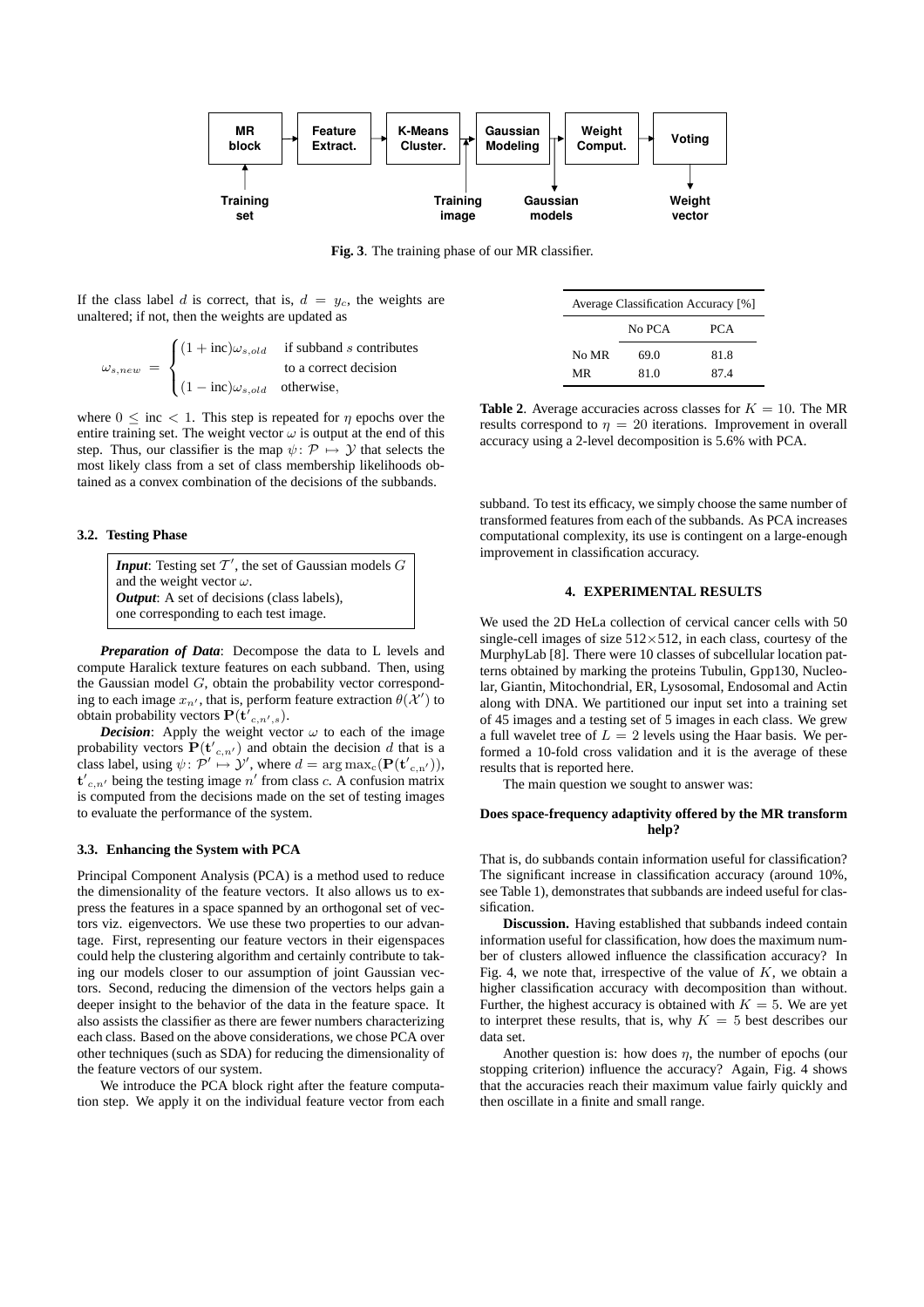MR block → Feature Extract. → K-Means Cluster. → Gaussian Modeling → Weight Comput. → Voting

Training set → MR block; Training image → Gaussian Modeling; Gaussian Modeling → Gaussian models; Voting → Weight vector

**Fig. 3**. The training phase of our MR classifier.

If the class label $d$ is correct, that is, $d = y_c$, the weights are unaltered; if not, then the weights are updated as

$$\omega_{s,new} = \begin{cases} (1 + \text{inc})\omega_{s,old} & \text{if subband } s \text{ contributes} \\ & \text{to a correct decision} \\ (1 - \text{inc})\omega_{s,old} & \text{otherwise,} \end{cases}$$

where $0 \leq \text{inc} < 1$. This step is repeated for $\eta$ epochs over the entire training set. The weight vector $\omega$ is output at the end of this step. Thus, our classifier is the map $\psi\colon \mathcal{P} \mapsto \mathcal{Y}$ that selects the most likely class from a set of class membership likelihoods obtained as a convex combination of the decisions of the subbands.

### 3.2. Testing Phase

> ***Input***: Testing set $\mathcal{T}'$, the set of Gaussian models $G$ and the weight vector $\omega$.
> ***Output***: A set of decisions (class labels), one corresponding to each test image.

***Preparation of Data***: Decompose the data to L levels and compute Haralick texture features on each subband. Then, using the Gaussian model $G$, obtain the probability vector corresponding to each image $x_{n'}$, that is, perform feature extraction $\theta(\mathcal{X}')$ to obtain probability vectors $\mathbf{P}(\mathbf{t'}_{c,n',s})$.

***Decision***: Apply the weight vector $\omega$ to each of the image probability vectors $\mathbf{P}(\mathbf{t'}_{c,n'})$ and obtain the decision $d$ that is a class label, using $\psi\colon \mathcal{P}' \mapsto \mathcal{Y}'$, where $d = \arg\max_c(\mathbf{P}(\mathbf{t'}_{c,n'}))$, $\mathbf{t'}_{c,n'}$ being the testing image $n'$ from class $c$. A confusion matrix is computed from the decisions made on the set of testing images to evaluate the performance of the system.

### 3.3. Enhancing the System with PCA

Principal Component Analysis (PCA) is a method used to reduce the dimensionality of the feature vectors. It also allows us to express the features in a space spanned by an orthogonal set of vectors viz. eigenvectors. We use these two properties to our advantage. First, representing our feature vectors in their eigenspaces could help the clustering algorithm and certainly contribute to taking our models closer to our assumption of joint Gaussian vectors. Second, reducing the dimension of the vectors helps gain a deeper insight to the behavior of the data in the feature space. It also assists the classifier as there are fewer numbers characterizing each class. Based on the above considerations, we chose PCA over other techniques (such as SDA) for reducing the dimensionality of the feature vectors of our system.

We introduce the PCA block right after the feature computation step. We apply it on the individual feature vector from each subband. To test its efficacy, we simply choose the same number of transformed features from each of the subbands. As PCA increases computational complexity, its use is contingent on a large-enough improvement in classification accuracy.

| Average Classification Accuracy [%] | | |
|---|---|---|
| | No PCA | PCA |
| No MR | 69.0 | 81.8 |
| MR | 81.0 | 87.4 |

**Table 2**. Average accuracies across classes for $K = 10$. The MR results correspond to $\eta = 20$ iterations. Improvement in overall accuracy using a 2-level decomposition is 5.6% with PCA.

## 4. EXPERIMENTAL RESULTS

We used the 2D HeLa collection of cervical cancer cells with 50 single-cell images of size $512 \times 512$, in each class, courtesy of the MurphyLab [8]. There were 10 classes of subcellular location patterns obtained by marking the proteins Tubulin, Gpp130, Nucleolar, Giantin, Mitochondrial, ER, Lysosomal, Endosomal and Actin along with DNA. We partitioned our input set into a training set of 45 images and a testing set of 5 images in each class. We grew a full wavelet tree of $L = 2$ levels using the Haar basis. We performed a 10-fold cross validation and it is the average of these results that is reported here.

The main question we sought to answer was:

**Does space-frequency adaptivity offered by the MR transform help?**

That is, do subbands contain information useful for classification? The significant increase in classification accuracy (around 10%, see Table 1), demonstrates that subbands are indeed useful for classification.

**Discussion.** Having established that subbands indeed contain information useful for classification, how does the maximum number of clusters allowed influence the classification accuracy? In Fig. 4, we note that, irrespective of the value of $K$, we obtain a higher classification accuracy with decomposition than without. Further, the highest accuracy is obtained with $K = 5$. We are yet to interpret these results, that is, why $K = 5$ best describes our data set.

Another question is: how does $\eta$, the number of epochs (our stopping criterion) influence the accuracy? Again, Fig. 4 shows that the accuracies reach their maximum value fairly quickly and then oscillate in a finite and small range.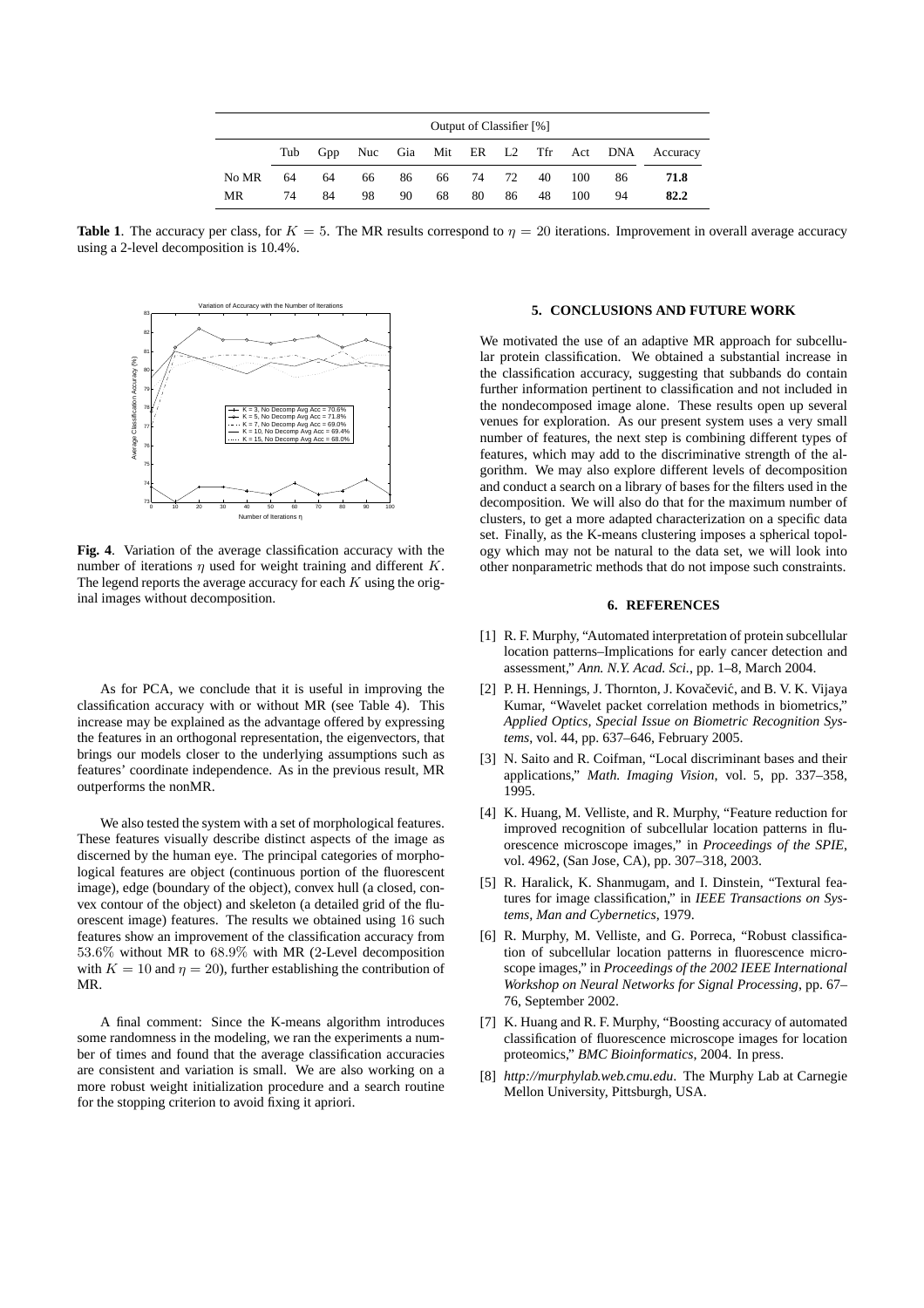| | Output of Classifier [%] | | | | | | | | | | |
|---|---|---|---|---|---|---|---|---|---|---|---|
| | Tub | Gpp | Nuc | Gia | Mit | ER | L2 | Tfr | Act | DNA | Accuracy |
| No MR | 64 | 64 | 66 | 86 | 66 | 74 | 72 | 40 | 100 | 86 | **71.8** |
| MR | 74 | 84 | 98 | 90 | 68 | 80 | 86 | 48 | 100 | 94 | **82.2** |

**Table 1**. The accuracy per class, for $K = 5$. The MR results correspond to $\eta = 20$ iterations. Improvement in overall average accuracy using a 2-level decomposition is 10.4%.

Variation of Accuracy with the Number of Iterations

Average Classification Accuracy (%)

Number of Iterations η

K = 3, No Decomp Avg Acc = 70.6%
K = 5, No Decomp Avg Acc = 71.8%
K = 7, No Decomp Avg Acc = 69.0%
K = 10, No Decomp Avg Acc = 69.4%
K = 15, No Decomp Avg Acc = 68.0%

**Fig. 4**. Variation of the average classification accuracy with the number of iterations $\eta$ used for weight training and different $K$. The legend reports the average accuracy for each $K$ using the original images without decomposition.

As for PCA, we conclude that it is useful in improving the classification accuracy with or without MR (see Table 4). This increase may be explained as the advantage offered by expressing the features in an orthogonal representation, the eigenvectors, that brings our models closer to the underlying assumptions such as features' coordinate independence. As in the previous result, MR outperforms the nonMR.

We also tested the system with a set of morphological features. These features visually describe distinct aspects of the image as discerned by the human eye. The principal categories of morphological features are object (continuous portion of the fluorescent image), edge (boundary of the object), convex hull (a closed, convex contour of the object) and skeleton (a detailed grid of the fluorescent image) features. The results we obtained using 16 such features show an improvement of the classification accuracy from 53.6% without MR to 68.9% with MR (2-Level decomposition with $K = 10$ and $\eta = 20$), further establishing the contribution of MR.

A final comment: Since the K-means algorithm introduces some randomness in the modeling, we ran the experiments a number of times and found that the average classification accuracies are consistent and variation is small. We are also working on a more robust weight initialization procedure and a search routine for the stopping criterion to avoid fixing it apriori.

## 5. CONCLUSIONS AND FUTURE WORK

We motivated the use of an adaptive MR approach for subcellular protein classification. We obtained a substantial increase in the classification accuracy, suggesting that subbands do contain further information pertinent to classification and not included in the nondecomposed image alone. These results open up several venues for exploration. As our present system uses a very small number of features, the next step is combining different types of features, which may add to the discriminative strength of the algorithm. We may also explore different levels of decomposition and conduct a search on a library of bases for the filters used in the decomposition. We will also do that for the maximum number of clusters, to get a more adapted characterization on a specific data set. Finally, as the K-means clustering imposes a spherical topology which may not be natural to the data set, we will look into other nonparametric methods that do not impose such constraints.

## 6. REFERENCES

[1] R. F. Murphy, "Automated interpretation of protein subcellular location patterns–Implications for early cancer detection and assessment," *Ann. N.Y. Acad. Sci.*, pp. 1–8, March 2004.

[2] P. H. Hennings, J. Thornton, J. Kovačević, and B. V. K. Vijaya Kumar, "Wavelet packet correlation methods in biometrics," *Applied Optics, Special Issue on Biometric Recognition Systems*, vol. 44, pp. 637–646, February 2005.

[3] N. Saito and R. Coifman, "Local discriminant bases and their applications," *Math. Imaging Vision*, vol. 5, pp. 337–358, 1995.

[4] K. Huang, M. Velliste, and R. Murphy, "Feature reduction for improved recognition of subcellular location patterns in fluorescence microscope images," in *Proceedings of the SPIE*, vol. 4962, (San Jose, CA), pp. 307–318, 2003.

[5] R. Haralick, K. Shanmugam, and I. Dinstein, "Textural features for image classification," in *IEEE Transactions on Systems, Man and Cybernetics*, 1979.

[6] R. Murphy, M. Velliste, and G. Porreca, "Robust classification of subcellular location patterns in fluorescence microscope images," in *Proceedings of the 2002 IEEE International Workshop on Neural Networks for Signal Processing*, pp. 67–76, September 2002.

[7] K. Huang and R. F. Murphy, "Boosting accuracy of automated classification of fluorescence microscope images for location proteomics," *BMC Bioinformatics*, 2004. In press.

[8] *http://murphylab.web.cmu.edu*. The Murphy Lab at Carnegie Mellon University, Pittsburgh, USA.